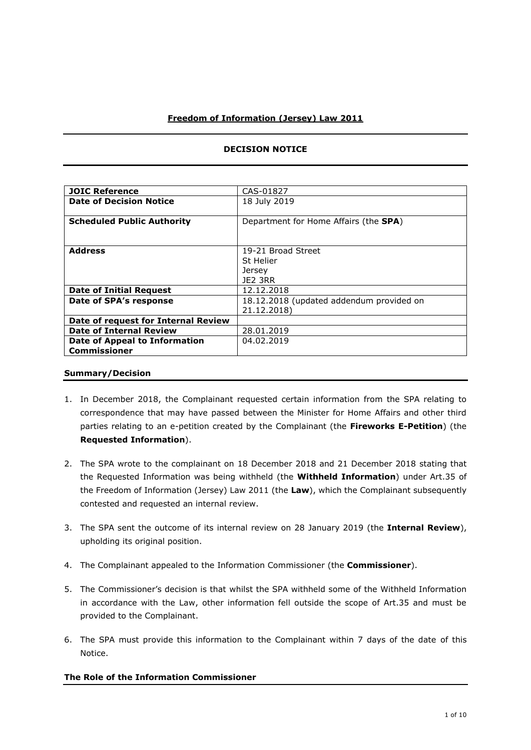**Freedom of Information (Jersey) Law 2011**

## DECISION NOTICE

| | |
|---|---|
| **JOIC Reference** | CAS-01827 |
| **Date of Decision Notice** | 18 July 2019 |
| **Scheduled Public Authority** | Department for Home Affairs (the **SPA**) |
| **Address** | 19-21 Broad Street<br>St Helier<br>Jersey<br>JE2 3RR |
| **Date of Initial Request** | 12.12.2018 |
| **Date of SPA's response** | 18.12.2018 (updated addendum provided on 21.12.2018) |
| **Date of request for Internal Review** | |
| **Date of Internal Review** | 28.01.2019 |
| **Date of Appeal to Information Commissioner** | 04.02.2019 |

### Summary/Decision

1. In December 2018, the Complainant requested certain information from the SPA relating to correspondence that may have passed between the Minister for Home Affairs and other third parties relating to an e-petition created by the Complainant (the **Fireworks E-Petition**) (the **Requested Information**).

2. The SPA wrote to the complainant on 18 December 2018 and 21 December 2018 stating that the Requested Information was being withheld (the **Withheld Information**) under Art.35 of the Freedom of Information (Jersey) Law 2011 (the **Law**), which the Complainant subsequently contested and requested an internal review.

3. The SPA sent the outcome of its internal review on 28 January 2019 (the **Internal Review**), upholding its original position.

4. The Complainant appealed to the Information Commissioner (the **Commissioner**).

5. The Commissioner's decision is that whilst the SPA withheld some of the Withheld Information in accordance with the Law, other information fell outside the scope of Art.35 and must be provided to the Complainant.

6. The SPA must provide this information to the Complainant within 7 days of the date of this Notice.

### The Role of the Information Commissioner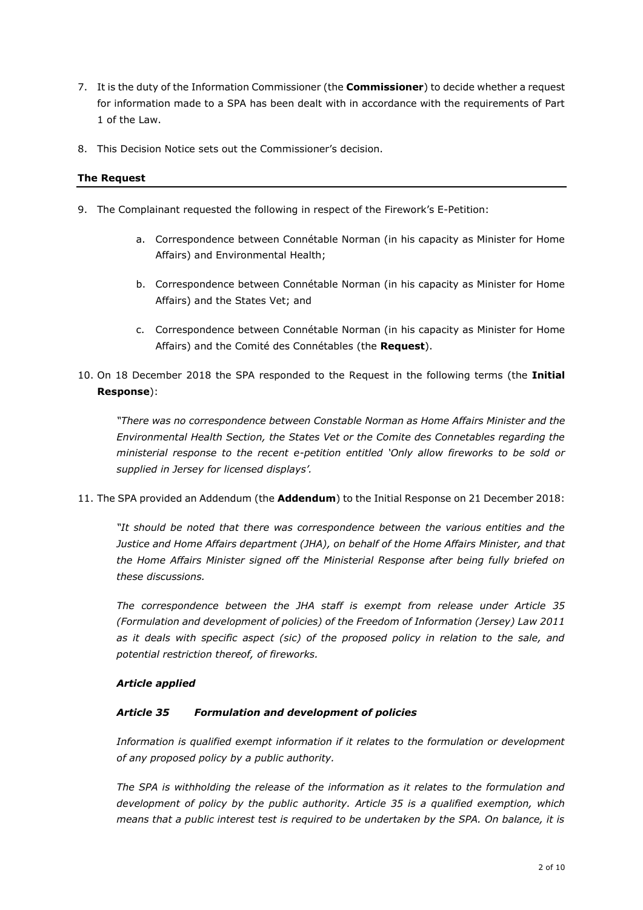7. It is the duty of the Information Commissioner (the **Commissioner**) to decide whether a request for information made to a SPA has been dealt with in accordance with the requirements of Part 1 of the Law.

8. This Decision Notice sets out the Commissioner's decision.

## The Request

9. The Complainant requested the following in respect of the Firework's E-Petition:

   a. Correspondence between Connétable Norman (in his capacity as Minister for Home Affairs) and Environmental Health;

   b. Correspondence between Connétable Norman (in his capacity as Minister for Home Affairs) and the States Vet; and

   c. Correspondence between Connétable Norman (in his capacity as Minister for Home Affairs) and the Comité des Connétables (the **Request**).

10. On 18 December 2018 the SPA responded to the Request in the following terms (the **Initial Response**):

    *"There was no correspondence between Constable Norman as Home Affairs Minister and the Environmental Health Section, the States Vet or the Comite des Connetables regarding the ministerial response to the recent e-petition entitled 'Only allow fireworks to be sold or supplied in Jersey for licensed displays'.*

11. The SPA provided an Addendum (the **Addendum**) to the Initial Response on 21 December 2018:

    *"It should be noted that there was correspondence between the various entities and the Justice and Home Affairs department (JHA), on behalf of the Home Affairs Minister, and that the Home Affairs Minister signed off the Ministerial Response after being fully briefed on these discussions.*

    *The correspondence between the JHA staff is exempt from release under Article 35 (Formulation and development of policies) of the Freedom of Information (Jersey) Law 2011 as it deals with specific aspect (sic) of the proposed policy in relation to the sale, and potential restriction thereof, of fireworks.*

    ***Article applied***

    ***Article 35 Formulation and development of policies***

    *Information is qualified exempt information if it relates to the formulation or development of any proposed policy by a public authority.*

    *The SPA is withholding the release of the information as it relates to the formulation and development of policy by the public authority. Article 35 is a qualified exemption, which means that a public interest test is required to be undertaken by the SPA. On balance, it is*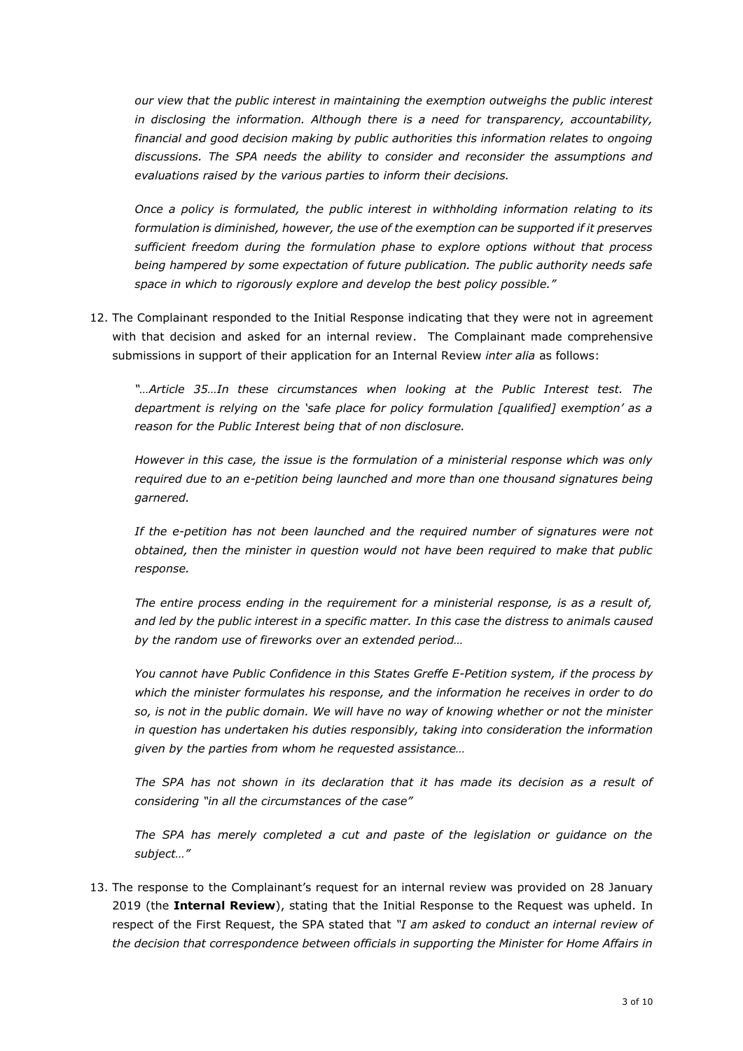*our view that the public interest in maintaining the exemption outweighs the public interest in disclosing the information. Although there is a need for transparency, accountability, financial and good decision making by public authorities this information relates to ongoing discussions. The SPA needs the ability to consider and reconsider the assumptions and evaluations raised by the various parties to inform their decisions.*

*Once a policy is formulated, the public interest in withholding information relating to its formulation is diminished, however, the use of the exemption can be supported if it preserves sufficient freedom during the formulation phase to explore options without that process being hampered by some expectation of future publication. The public authority needs safe space in which to rigorously explore and develop the best policy possible."*

12. The Complainant responded to the Initial Response indicating that they were not in agreement with that decision and asked for an internal review. The Complainant made comprehensive submissions in support of their application for an Internal Review *inter alia* as follows:

*"…Article 35…In these circumstances when looking at the Public Interest test. The department is relying on the 'safe place for policy formulation [qualified] exemption' as a reason for the Public Interest being that of non disclosure.*

*However in this case, the issue is the formulation of a ministerial response which was only required due to an e-petition being launched and more than one thousand signatures being garnered.*

*If the e-petition has not been launched and the required number of signatures were not obtained, then the minister in question would not have been required to make that public response.*

*The entire process ending in the requirement for a ministerial response, is as a result of, and led by the public interest in a specific matter. In this case the distress to animals caused by the random use of fireworks over an extended period…*

*You cannot have Public Confidence in this States Greffe E-Petition system, if the process by which the minister formulates his response, and the information he receives in order to do so, is not in the public domain. We will have no way of knowing whether or not the minister in question has undertaken his duties responsibly, taking into consideration the information given by the parties from whom he requested assistance…*

*The SPA has not shown in its declaration that it has made its decision as a result of considering "in all the circumstances of the case"*

*The SPA has merely completed a cut and paste of the legislation or guidance on the subject…"*

13. The response to the Complainant's request for an internal review was provided on 28 January 2019 (the **Internal Review**), stating that the Initial Response to the Request was upheld. In respect of the First Request, the SPA stated that *"I am asked to conduct an internal review of the decision that correspondence between officials in supporting the Minister for Home Affairs in*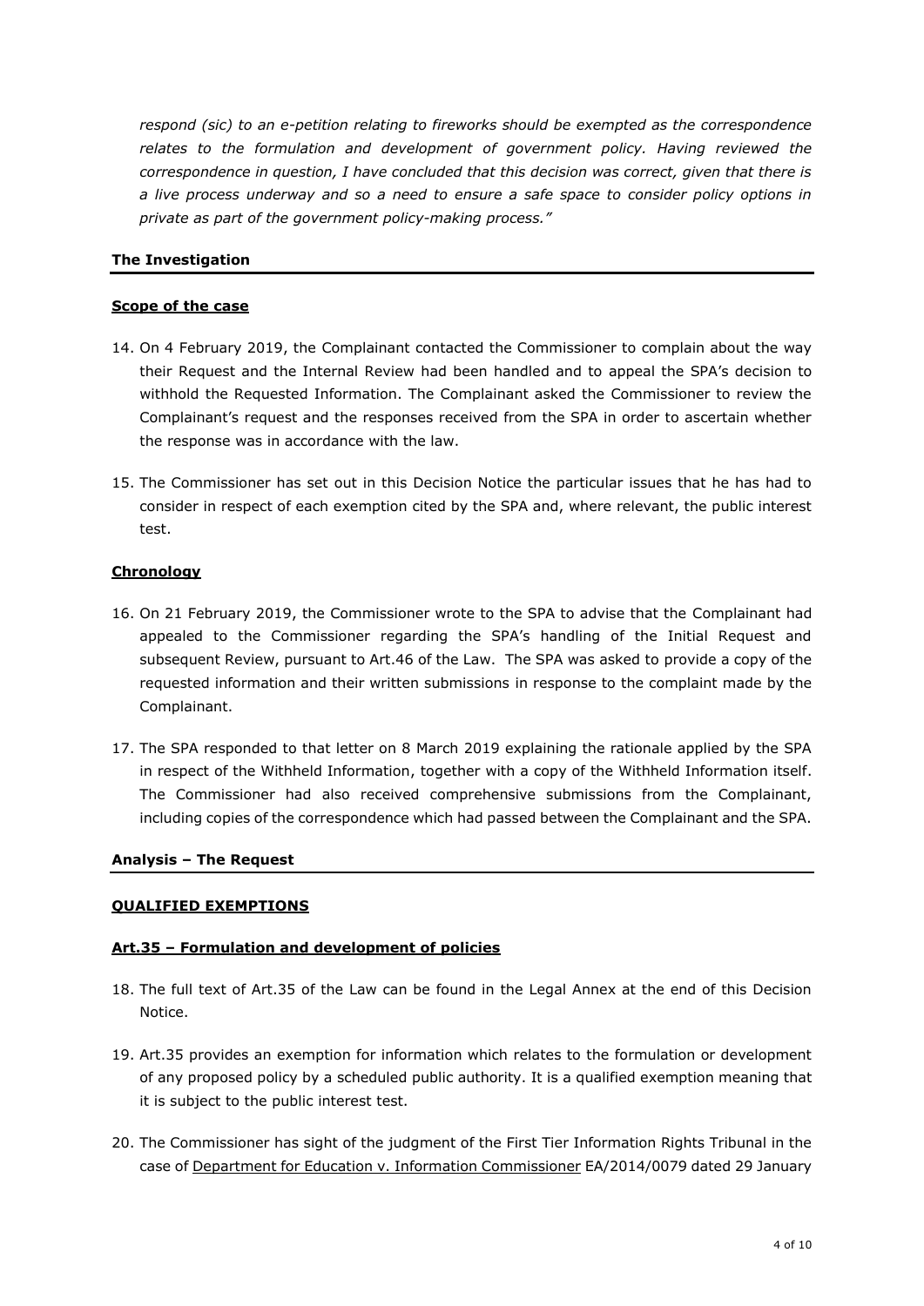*respond (sic) to an e-petition relating to fireworks should be exempted as the correspondence relates to the formulation and development of government policy. Having reviewed the correspondence in question, I have concluded that this decision was correct, given that there is a live process underway and so a need to ensure a safe space to consider policy options in private as part of the government policy-making process."*

## The Investigation

### Scope of the case

14. On 4 February 2019, the Complainant contacted the Commissioner to complain about the way their Request and the Internal Review had been handled and to appeal the SPA's decision to withhold the Requested Information. The Complainant asked the Commissioner to review the Complainant's request and the responses received from the SPA in order to ascertain whether the response was in accordance with the law.

15. The Commissioner has set out in this Decision Notice the particular issues that he has had to consider in respect of each exemption cited by the SPA and, where relevant, the public interest test.

### Chronology

16. On 21 February 2019, the Commissioner wrote to the SPA to advise that the Complainant had appealed to the Commissioner regarding the SPA's handling of the Initial Request and subsequent Review, pursuant to Art.46 of the Law. The SPA was asked to provide a copy of the requested information and their written submissions in response to the complaint made by the Complainant.

17. The SPA responded to that letter on 8 March 2019 explaining the rationale applied by the SPA in respect of the Withheld Information, together with a copy of the Withheld Information itself. The Commissioner had also received comprehensive submissions from the Complainant, including copies of the correspondence which had passed between the Complainant and the SPA.

## Analysis – The Request

### QUALIFIED EXEMPTIONS

### Art.35 – Formulation and development of policies

18. The full text of Art.35 of the Law can be found in the Legal Annex at the end of this Decision Notice.

19. Art.35 provides an exemption for information which relates to the formulation or development of any proposed policy by a scheduled public authority. It is a qualified exemption meaning that it is subject to the public interest test.

20. The Commissioner has sight of the judgment of the First Tier Information Rights Tribunal in the case of Department for Education v. Information Commissioner EA/2014/0079 dated 29 January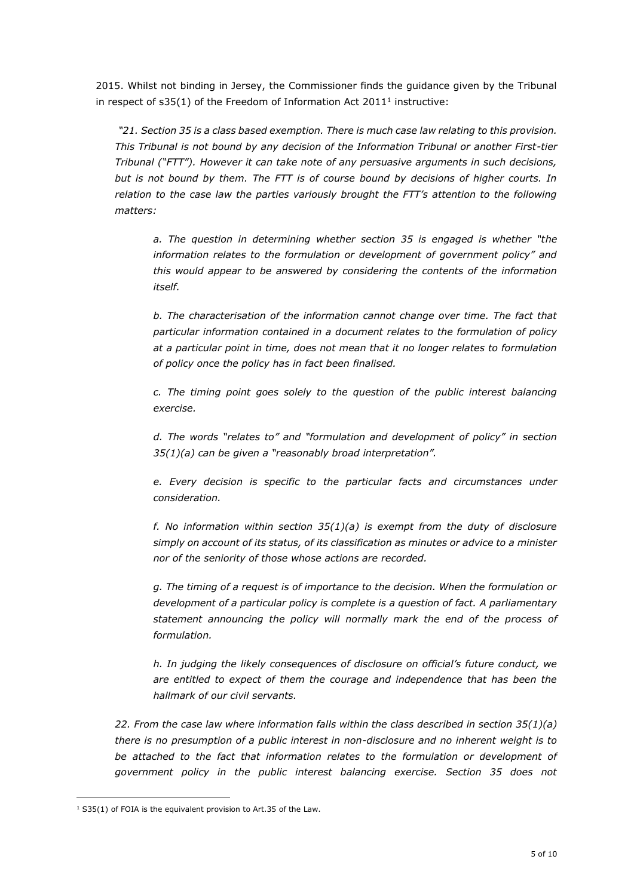2015. Whilst not binding in Jersey, the Commissioner finds the guidance given by the Tribunal in respect of s35(1) of the Freedom of Information Act 2011[1] instructive:

> *"21. Section 35 is a class based exemption. There is much case law relating to this provision. This Tribunal is not bound by any decision of the Information Tribunal or another First-tier Tribunal ("FTT"). However it can take note of any persuasive arguments in such decisions, but is not bound by them. The FTT is of course bound by decisions of higher courts. In relation to the case law the parties variously brought the FTT's attention to the following matters:*
>
> > *a. The question in determining whether section 35 is engaged is whether "the information relates to the formulation or development of government policy" and this would appear to be answered by considering the contents of the information itself.*
> >
> > *b. The characterisation of the information cannot change over time. The fact that particular information contained in a document relates to the formulation of policy at a particular point in time, does not mean that it no longer relates to formulation of policy once the policy has in fact been finalised.*
> >
> > *c. The timing point goes solely to the question of the public interest balancing exercise.*
> >
> > *d. The words "relates to" and "formulation and development of policy" in section 35(1)(a) can be given a "reasonably broad interpretation".*
> >
> > *e. Every decision is specific to the particular facts and circumstances under consideration.*
> >
> > *f. No information within section 35(1)(a) is exempt from the duty of disclosure simply on account of its status, of its classification as minutes or advice to a minister nor of the seniority of those whose actions are recorded.*
> >
> > *g. The timing of a request is of importance to the decision. When the formulation or development of a particular policy is complete is a question of fact. A parliamentary statement announcing the policy will normally mark the end of the process of formulation.*
> >
> > *h. In judging the likely consequences of disclosure on official's future conduct, we are entitled to expect of them the courage and independence that has been the hallmark of our civil servants.*
>
> *22. From the case law where information falls within the class described in section 35(1)(a) there is no presumption of a public interest in non-disclosure and no inherent weight is to be attached to the fact that information relates to the formulation or development of government policy in the public interest balancing exercise. Section 35 does not*

---

[1] S35(1) of FOIA is the equivalent provision to Art.35 of the Law.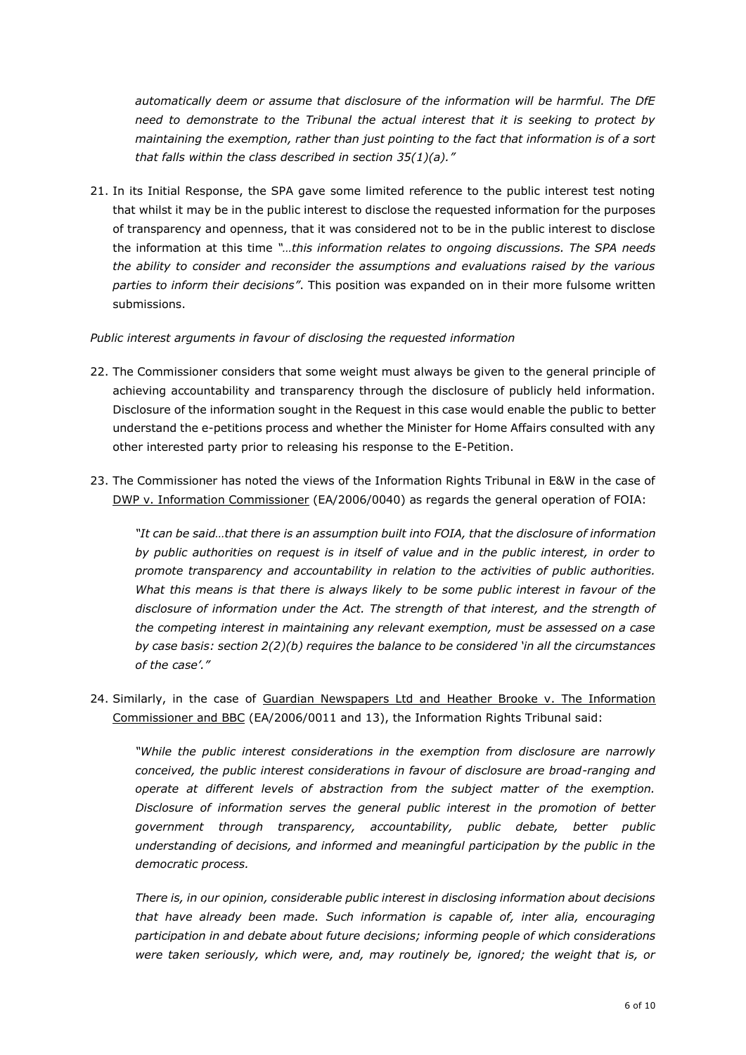*automatically deem or assume that disclosure of the information will be harmful. The DfE need to demonstrate to the Tribunal the actual interest that it is seeking to protect by maintaining the exemption, rather than just pointing to the fact that information is of a sort that falls within the class described in section 35(1)(a)."*

21. In its Initial Response, the SPA gave some limited reference to the public interest test noting that whilst it may be in the public interest to disclose the requested information for the purposes of transparency and openness, that it was considered not to be in the public interest to disclose the information at this time *"…this information relates to ongoing discussions. The SPA needs the ability to consider and reconsider the assumptions and evaluations raised by the various parties to inform their decisions"*. This position was expanded on in their more fulsome written submissions.

*Public interest arguments in favour of disclosing the requested information*

22. The Commissioner considers that some weight must always be given to the general principle of achieving accountability and transparency through the disclosure of publicly held information. Disclosure of the information sought in the Request in this case would enable the public to better understand the e-petitions process and whether the Minister for Home Affairs consulted with any other interested party prior to releasing his response to the E-Petition.

23. The Commissioner has noted the views of the Information Rights Tribunal in E&W in the case of <u>DWP v. Information Commissioner</u> (EA/2006/0040) as regards the general operation of FOIA:

    *"It can be said…that there is an assumption built into FOIA, that the disclosure of information by public authorities on request is in itself of value and in the public interest, in order to promote transparency and accountability in relation to the activities of public authorities. What this means is that there is always likely to be some public interest in favour of the disclosure of information under the Act. The strength of that interest, and the strength of the competing interest in maintaining any relevant exemption, must be assessed on a case by case basis: section 2(2)(b) requires the balance to be considered 'in all the circumstances of the case'."*

24. Similarly, in the case of <u>Guardian Newspapers Ltd and Heather Brooke v. The Information Commissioner and BBC</u> (EA/2006/0011 and 13), the Information Rights Tribunal said:

    *"While the public interest considerations in the exemption from disclosure are narrowly conceived, the public interest considerations in favour of disclosure are broad-ranging and operate at different levels of abstraction from the subject matter of the exemption. Disclosure of information serves the general public interest in the promotion of better government through transparency, accountability, public debate, better public understanding of decisions, and informed and meaningful participation by the public in the democratic process.*

    *There is, in our opinion, considerable public interest in disclosing information about decisions that have already been made. Such information is capable of, inter alia, encouraging participation in and debate about future decisions; informing people of which considerations were taken seriously, which were, and, may routinely be, ignored; the weight that is, or*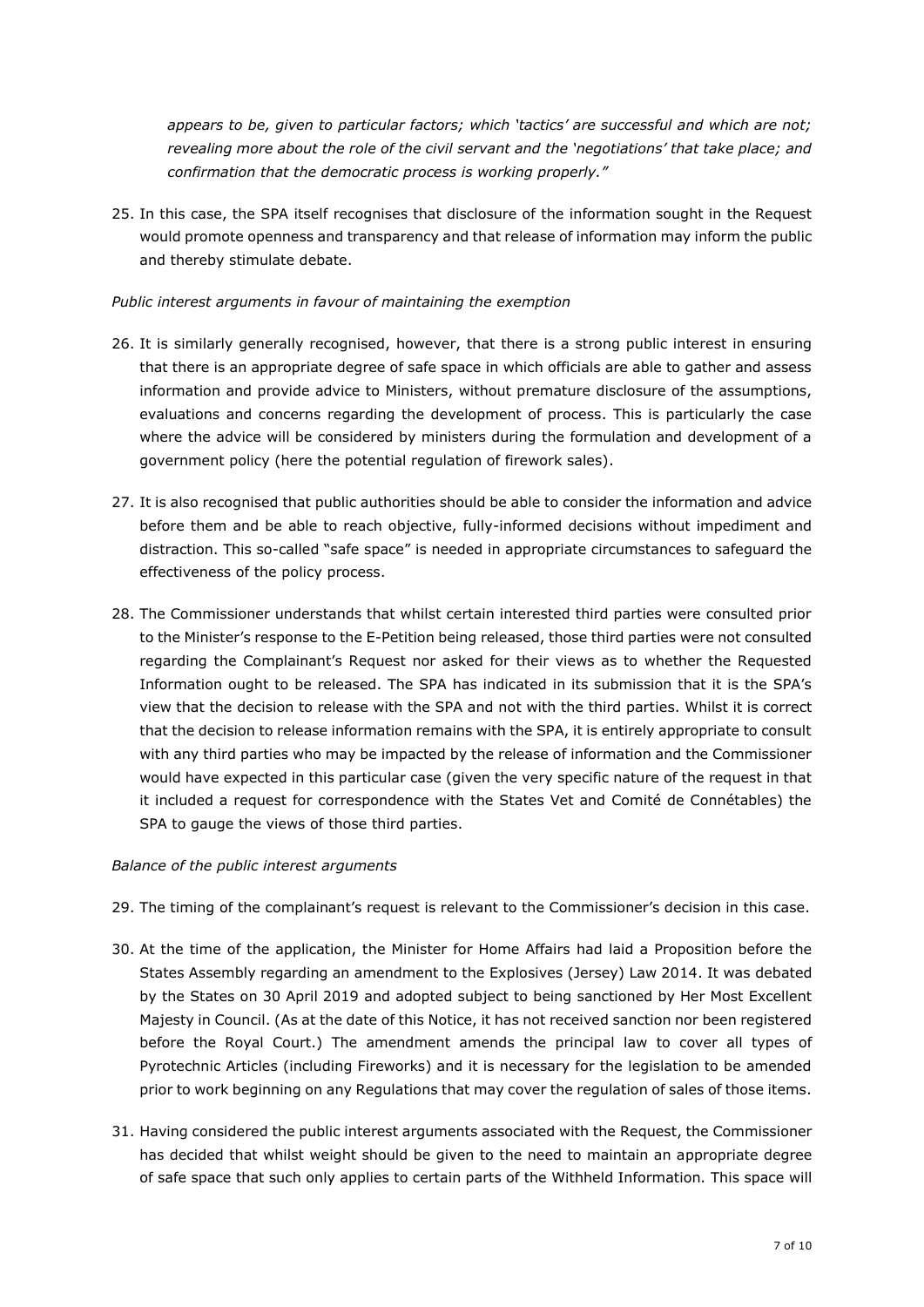*appears to be, given to particular factors; which 'tactics' are successful and which are not; revealing more about the role of the civil servant and the 'negotiations' that take place; and confirmation that the democratic process is working properly."*

25. In this case, the SPA itself recognises that disclosure of the information sought in the Request would promote openness and transparency and that release of information may inform the public and thereby stimulate debate.

*Public interest arguments in favour of maintaining the exemption*

26. It is similarly generally recognised, however, that there is a strong public interest in ensuring that there is an appropriate degree of safe space in which officials are able to gather and assess information and provide advice to Ministers, without premature disclosure of the assumptions, evaluations and concerns regarding the development of process. This is particularly the case where the advice will be considered by ministers during the formulation and development of a government policy (here the potential regulation of firework sales).

27. It is also recognised that public authorities should be able to consider the information and advice before them and be able to reach objective, fully-informed decisions without impediment and distraction. This so-called "safe space" is needed in appropriate circumstances to safeguard the effectiveness of the policy process.

28. The Commissioner understands that whilst certain interested third parties were consulted prior to the Minister's response to the E-Petition being released, those third parties were not consulted regarding the Complainant's Request nor asked for their views as to whether the Requested Information ought to be released. The SPA has indicated in its submission that it is the SPA's view that the decision to release with the SPA and not with the third parties. Whilst it is correct that the decision to release information remains with the SPA, it is entirely appropriate to consult with any third parties who may be impacted by the release of information and the Commissioner would have expected in this particular case (given the very specific nature of the request in that it included a request for correspondence with the States Vet and Comité de Connétables) the SPA to gauge the views of those third parties.

*Balance of the public interest arguments*

29. The timing of the complainant's request is relevant to the Commissioner's decision in this case.

30. At the time of the application, the Minister for Home Affairs had laid a Proposition before the States Assembly regarding an amendment to the Explosives (Jersey) Law 2014. It was debated by the States on 30 April 2019 and adopted subject to being sanctioned by Her Most Excellent Majesty in Council. (As at the date of this Notice, it has not received sanction nor been registered before the Royal Court.) The amendment amends the principal law to cover all types of Pyrotechnic Articles (including Fireworks) and it is necessary for the legislation to be amended prior to work beginning on any Regulations that may cover the regulation of sales of those items.

31. Having considered the public interest arguments associated with the Request, the Commissioner has decided that whilst weight should be given to the need to maintain an appropriate degree of safe space that such only applies to certain parts of the Withheld Information. This space will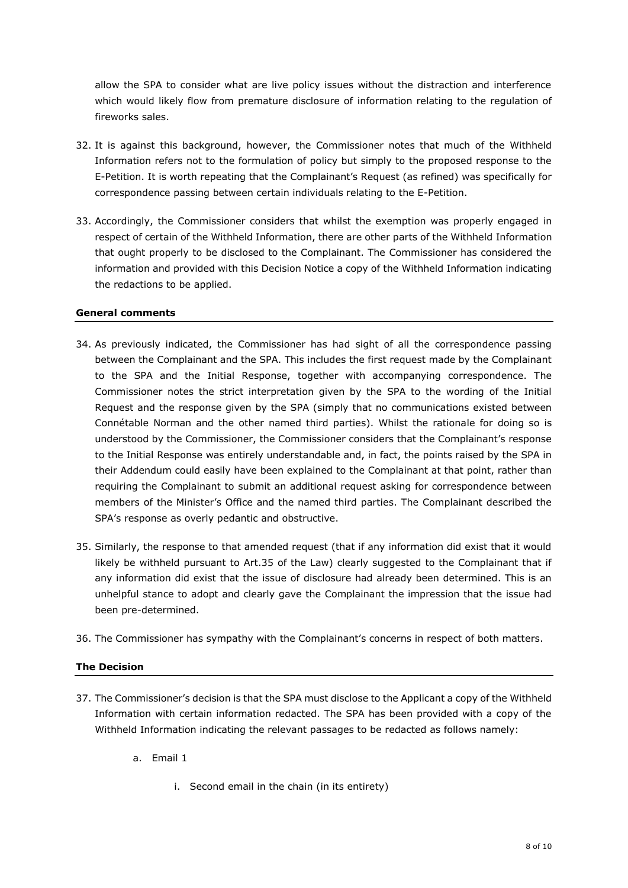allow the SPA to consider what are live policy issues without the distraction and interference which would likely flow from premature disclosure of information relating to the regulation of fireworks sales.

32. It is against this background, however, the Commissioner notes that much of the Withheld Information refers not to the formulation of policy but simply to the proposed response to the E-Petition. It is worth repeating that the Complainant's Request (as refined) was specifically for correspondence passing between certain individuals relating to the E-Petition.

33. Accordingly, the Commissioner considers that whilst the exemption was properly engaged in respect of certain of the Withheld Information, there are other parts of the Withheld Information that ought properly to be disclosed to the Complainant. The Commissioner has considered the information and provided with this Decision Notice a copy of the Withheld Information indicating the redactions to be applied.

**General comments**

34. As previously indicated, the Commissioner has had sight of all the correspondence passing between the Complainant and the SPA. This includes the first request made by the Complainant to the SPA and the Initial Response, together with accompanying correspondence. The Commissioner notes the strict interpretation given by the SPA to the wording of the Initial Request and the response given by the SPA (simply that no communications existed between Connétable Norman and the other named third parties). Whilst the rationale for doing so is understood by the Commissioner, the Commissioner considers that the Complainant's response to the Initial Response was entirely understandable and, in fact, the points raised by the SPA in their Addendum could easily have been explained to the Complainant at that point, rather than requiring the Complainant to submit an additional request asking for correspondence between members of the Minister's Office and the named third parties. The Complainant described the SPA's response as overly pedantic and obstructive.

35. Similarly, the response to that amended request (that if any information did exist that it would likely be withheld pursuant to Art.35 of the Law) clearly suggested to the Complainant that if any information did exist that the issue of disclosure had already been determined. This is an unhelpful stance to adopt and clearly gave the Complainant the impression that the issue had been pre-determined.

36. The Commissioner has sympathy with the Complainant's concerns in respect of both matters.

**The Decision**

37. The Commissioner's decision is that the SPA must disclose to the Applicant a copy of the Withheld Information with certain information redacted. The SPA has been provided with a copy of the Withheld Information indicating the relevant passages to be redacted as follows namely:

    a. Email 1

        i. Second email in the chain (in its entirety)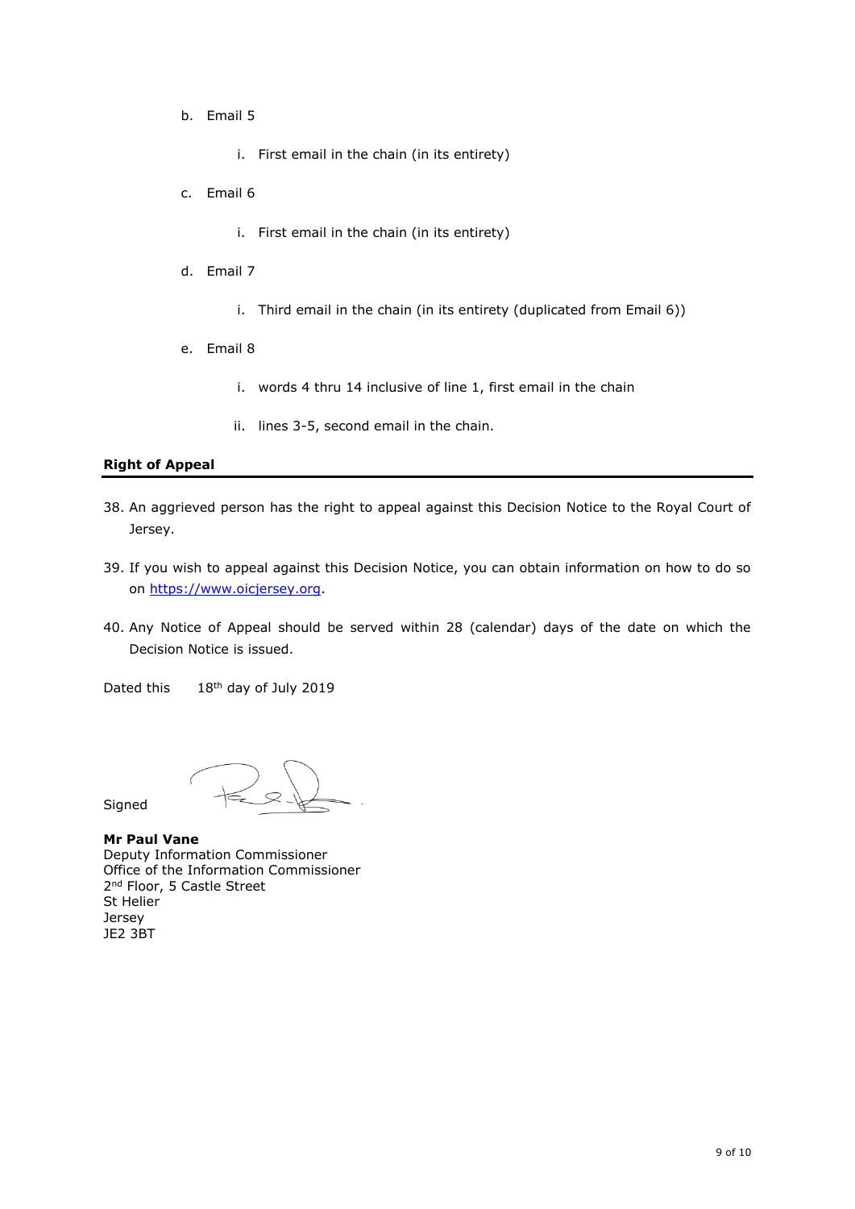b. Email 5

   i. First email in the chain (in its entirety)

c. Email 6

   i. First email in the chain (in its entirety)

d. Email 7

   i. Third email in the chain (in its entirety (duplicated from Email 6))

e. Email 8

   i. words 4 thru 14 inclusive of line 1, first email in the chain

   ii. lines 3-5, second email in the chain.

**Right of Appeal**

38. An aggrieved person has the right to appeal against this Decision Notice to the Royal Court of Jersey.

39. If you wish to appeal against this Decision Notice, you can obtain information on how to do so on https://www.oicjersey.org.

40. Any Notice of Appeal should be served within 28 (calendar) days of the date on which the Decision Notice is issued.

Dated this 18th day of July 2019

Signed

**Mr Paul Vane**
Deputy Information Commissioner
Office of the Information Commissioner
2nd Floor, 5 Castle Street
St Helier
Jersey
JE2 3BT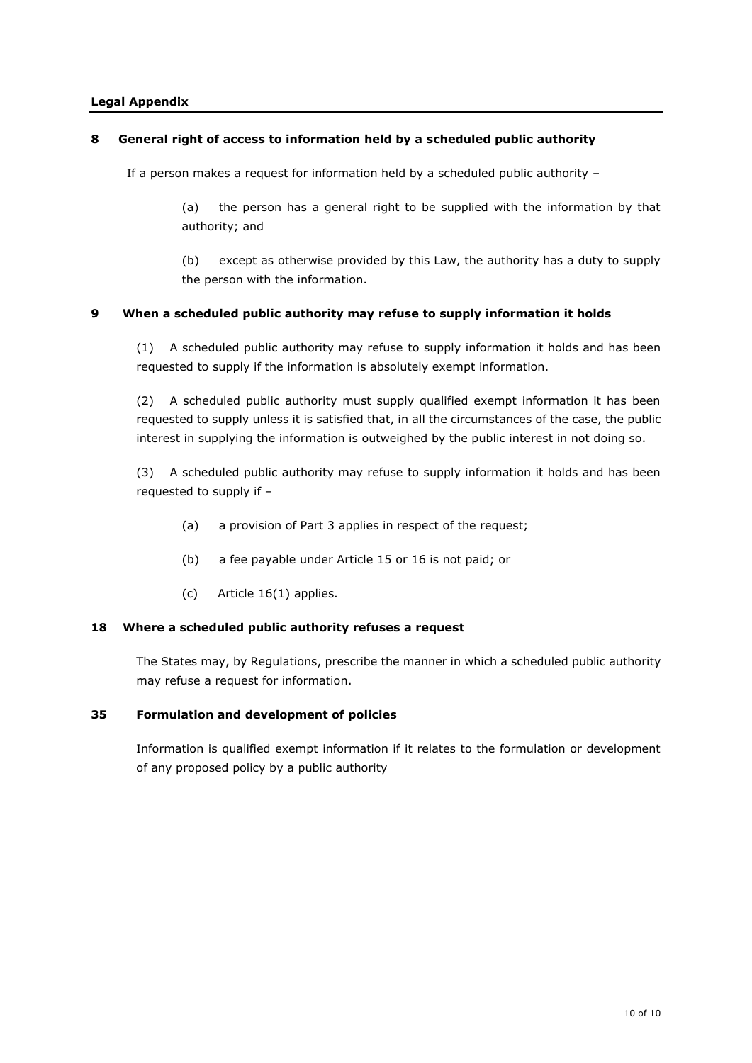**Legal Appendix**

**8 General right of access to information held by a scheduled public authority**

If a person makes a request for information held by a scheduled public authority –

(a) the person has a general right to be supplied with the information by that authority; and

(b) except as otherwise provided by this Law, the authority has a duty to supply the person with the information.

**9 When a scheduled public authority may refuse to supply information it holds**

(1) A scheduled public authority may refuse to supply information it holds and has been requested to supply if the information is absolutely exempt information.

(2) A scheduled public authority must supply qualified exempt information it has been requested to supply unless it is satisfied that, in all the circumstances of the case, the public interest in supplying the information is outweighed by the public interest in not doing so.

(3) A scheduled public authority may refuse to supply information it holds and has been requested to supply if –

(a) a provision of Part 3 applies in respect of the request;

(b) a fee payable under Article 15 or 16 is not paid; or

(c) Article 16(1) applies.

**18 Where a scheduled public authority refuses a request**

The States may, by Regulations, prescribe the manner in which a scheduled public authority may refuse a request for information.

**35 Formulation and development of policies**

Information is qualified exempt information if it relates to the formulation or development of any proposed policy by a public authority